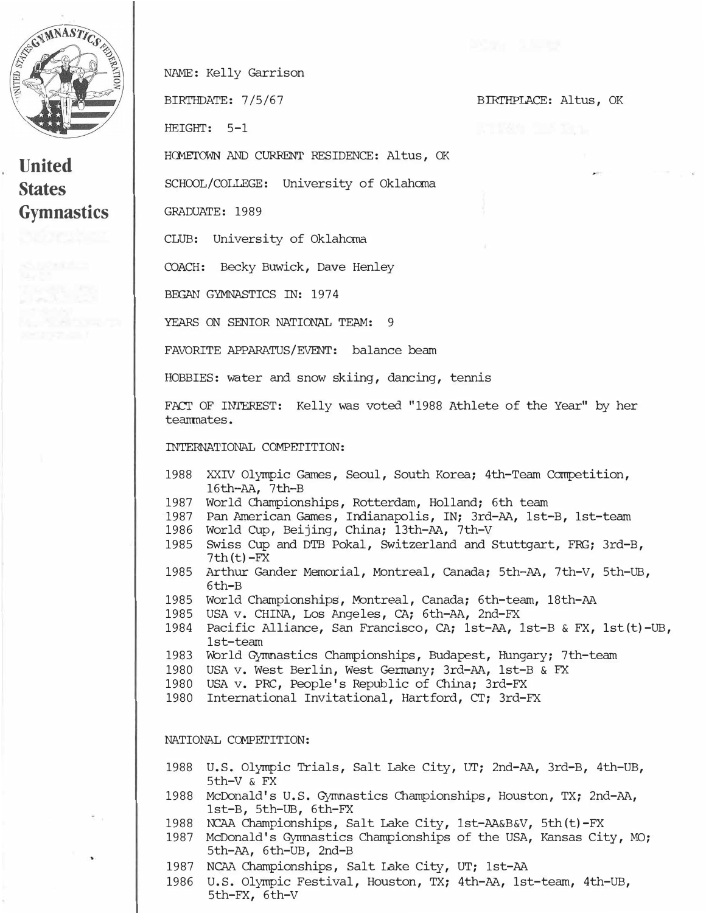United States Gymnastics

NAME: Kelly Garrison

BIRTHDATE: 7/5/67 BIRTHPLACE: Altus, OK

HEIGHT: 5-1

HOMETOWN AND CURRENT RESIDENCE: Altus, OK

SCHOOL/COLLEGE: University of Oklahoma

GRADUATE: 1989

CLUB: University of Oklahoma

COACH: Becky Buwick, Dave Henley

BEGAN GYMNASTICS IN: 1974

YEARS ON SENIOR NATIONAL TEAM: 9

FAVORITE APPARATUS/EVENT: balance beam

HOBBIES: water and snow skiing, dancing, tennis

FACT OF INTEREST: Kelly was voted "1988 Athlete of the Year" by her teammates.

INTERNATIONAL COMPETITION:

- 1988 XXIV Olympic Games, Seoul, South Korea; 4th-Team Competition, 16th-AA, 7th-B
- 1987 World Championships, Rotterdam, Holland; 6th team
- 1987 Pan American Games, Indianapolis, IN; 3rd-AA, 1st-B, 1st-team
- 1986 World Cup, Beijing, China; 13th-AA, 7th-V
- 1985 Swiss Cup and DTB Pokal, Switzerland and Stuttgart, FRG; 3rd-B, 7th(t)-FX
- 1985 Arthur Gander Memorial, Montreal, Canada; 5th-AA, 7th-V, 5th-UB, 6th-B
- 1985 World Championships, Montreal, Canada; 6th-team, 18th-AA
- 1985 USA v. CHINA, Los Angeles, CA; 6th-AA, 2nd-FX
- 1984 Pacific Alliance, San Francisco, CA; 1st-AA, 1st-B & FX, 1st(t)-UB, 1st-team
- 1983 World Gymnastics Championships, Budapest, Hungary; 7th-team
- 1980 USA v. West Berlin, West Germany; 3rd-AA, 1st-B & FX
- 1980 USA v. PRC, People's Republic of China; 3rd-FX
- 1980 International Invitational, Hartford, CT; 3rd-FX

NATIONAL COMPETITION:

- 1988 U.S. Olympic Trials, Salt Lake City, UT; 2nd-AA, 3rd-B, 4th-UB, 5th-V & FX
- 1988 McDonald's U.S. Gymnastics Championships, Houston, TX; 2nd-AA, 1st-B, 5th-UB, 6th-FX
- 1988 NCAA Championships, Salt Lake City, 1st-AA&B&V, 5th(t)-FX
- 1987 McDonald's Gymnastics Championships of the USA, Kansas City, MO; 5th-AA, 6th-UB, 2nd-B
- 1987 NCAA Championships, Salt Lake City, UT; 1st-AA
- 1986 U.S. Olympic Festival, Houston, TX; 4th-AA, 1st-team, 4th-UB, 5th-FX, 6th-V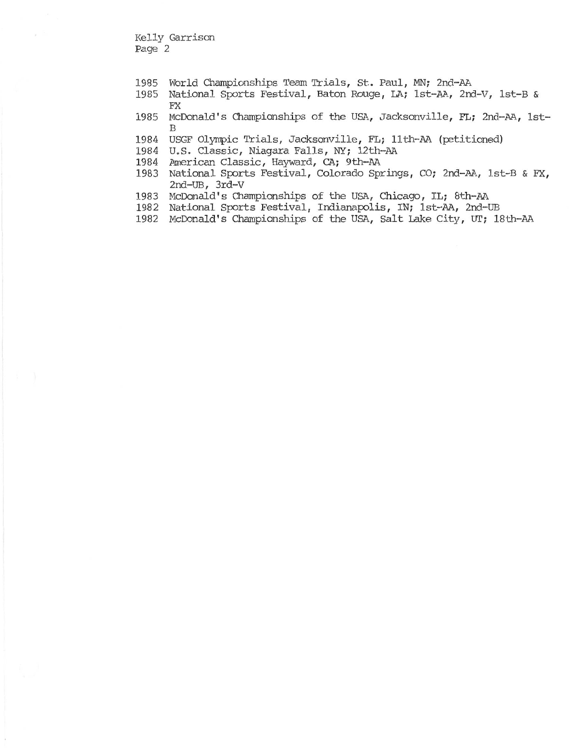1985 World Championships Team Trials, St. Paul, MN; 2nd-AA
1985 National Sports Festival, Baton Rouge, LA; 1st-AA, 2nd-V, 1st-B & FX
1985 McDonald's Championships of the USA, Jacksonville, FL; 2nd-AA, 1st-B
1984 USGF Olympic Trials, Jacksonville, FL; 11th-AA (petitioned)
1984 U.S. Classic, Niagara Falls, NY; 12th-AA
1984 American Classic, Hayward, CA; 9th-AA
1983 National Sports Festival, Colorado Springs, CO; 2nd-AA, 1st-B & FX, 2nd-UB, 3rd-V
1983 McDonald's Championships of the USA, Chicago, IL; 8th-AA
1982 National Sports Festival, Indianapolis, IN; 1st-AA, 2nd-UB
1982 McDonald's Championships of the USA, Salt Lake City, UT; 18th-AA